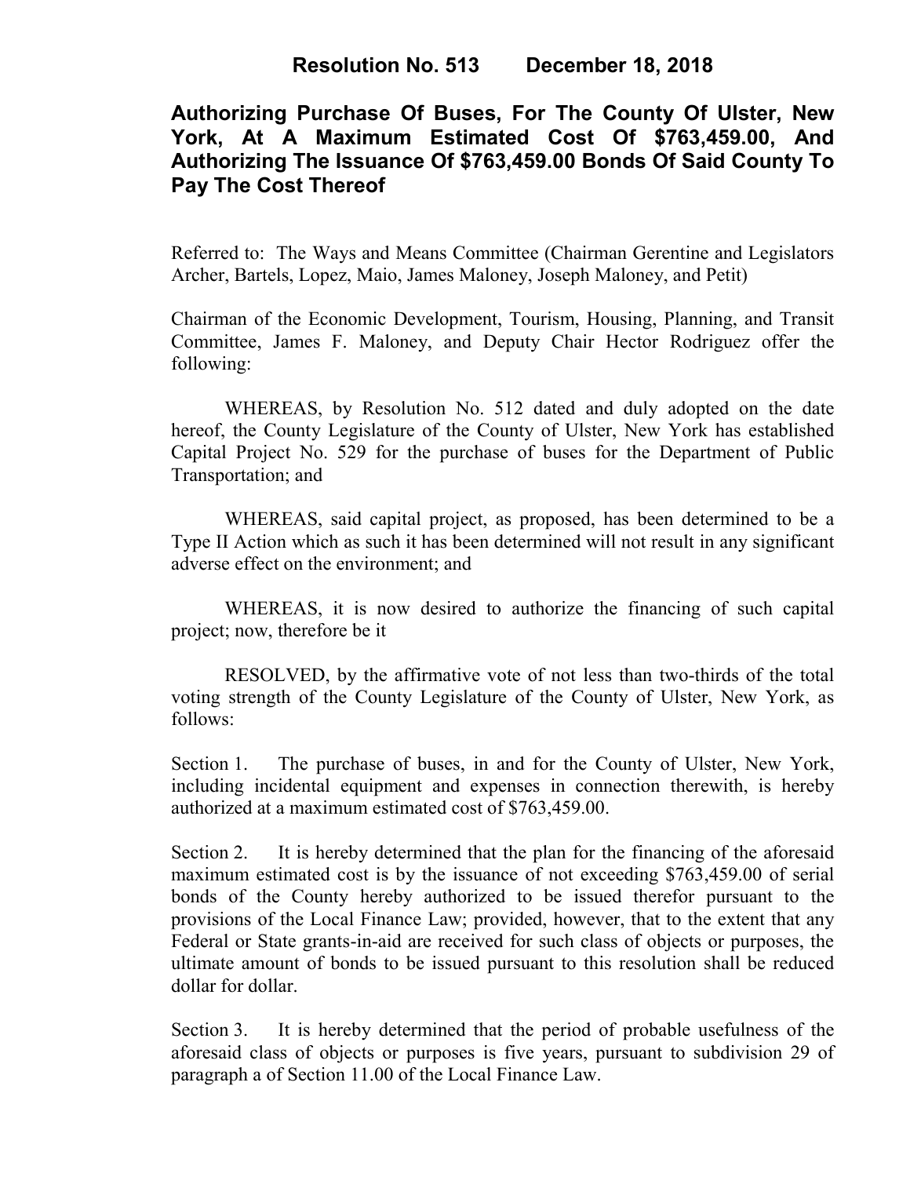# Resolution No. 513 December 18, 2018

## Authorizing Purchase Of Buses, For The County Of Ulster, New York, At A Maximum Estimated Cost Of $763,459.00, And Authorizing The Issuance Of $763,459.00 Bonds Of Said County To Pay The Cost Thereof

Referred to: The Ways and Means Committee (Chairman Gerentine and Legislators Archer, Bartels, Lopez, Maio, James Maloney, Joseph Maloney, and Petit)

Chairman of the Economic Development, Tourism, Housing, Planning, and Transit Committee, James F. Maloney, and Deputy Chair Hector Rodriguez offer the following:

WHEREAS, by Resolution No. 512 dated and duly adopted on the date hereof, the County Legislature of the County of Ulster, New York has established Capital Project No. 529 for the purchase of buses for the Department of Public Transportation; and

WHEREAS, said capital project, as proposed, has been determined to be a Type II Action which as such it has been determined will not result in any significant adverse effect on the environment; and

WHEREAS, it is now desired to authorize the financing of such capital project; now, therefore be it

RESOLVED, by the affirmative vote of not less than two-thirds of the total voting strength of the County Legislature of the County of Ulster, New York, as follows:

Section 1. The purchase of buses, in and for the County of Ulster, New York, including incidental equipment and expenses in connection therewith, is hereby authorized at a maximum estimated cost of $763,459.00.

Section 2. It is hereby determined that the plan for the financing of the aforesaid maximum estimated cost is by the issuance of not exceeding $763,459.00 of serial bonds of the County hereby authorized to be issued therefor pursuant to the provisions of the Local Finance Law; provided, however, that to the extent that any Federal or State grants-in-aid are received for such class of objects or purposes, the ultimate amount of bonds to be issued pursuant to this resolution shall be reduced dollar for dollar.

Section 3. It is hereby determined that the period of probable usefulness of the aforesaid class of objects or purposes is five years, pursuant to subdivision 29 of paragraph a of Section 11.00 of the Local Finance Law.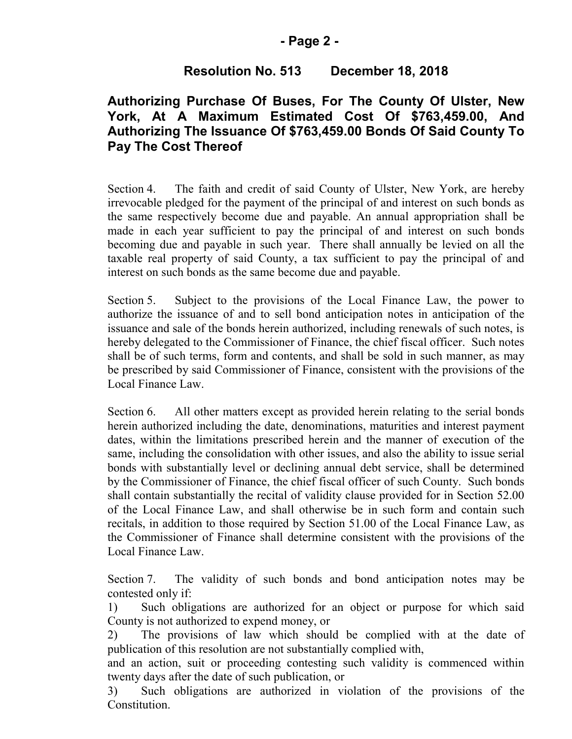**Resolution No. 513 December 18, 2018**

## Authorizing Purchase Of Buses, For The County Of Ulster, New York, At A Maximum Estimated Cost Of $763,459.00, And Authorizing The Issuance Of $763,459.00 Bonds Of Said County To Pay The Cost Thereof

Section 4. The faith and credit of said County of Ulster, New York, are hereby irrevocable pledged for the payment of the principal of and interest on such bonds as the same respectively become due and payable. An annual appropriation shall be made in each year sufficient to pay the principal of and interest on such bonds becoming due and payable in such year. There shall annually be levied on all the taxable real property of said County, a tax sufficient to pay the principal of and interest on such bonds as the same become due and payable.

Section 5. Subject to the provisions of the Local Finance Law, the power to authorize the issuance of and to sell bond anticipation notes in anticipation of the issuance and sale of the bonds herein authorized, including renewals of such notes, is hereby delegated to the Commissioner of Finance, the chief fiscal officer. Such notes shall be of such terms, form and contents, and shall be sold in such manner, as may be prescribed by said Commissioner of Finance, consistent with the provisions of the Local Finance Law.

Section 6. All other matters except as provided herein relating to the serial bonds herein authorized including the date, denominations, maturities and interest payment dates, within the limitations prescribed herein and the manner of execution of the same, including the consolidation with other issues, and also the ability to issue serial bonds with substantially level or declining annual debt service, shall be determined by the Commissioner of Finance, the chief fiscal officer of such County. Such bonds shall contain substantially the recital of validity clause provided for in Section 52.00 of the Local Finance Law, and shall otherwise be in such form and contain such recitals, in addition to those required by Section 51.00 of the Local Finance Law, as the Commissioner of Finance shall determine consistent with the provisions of the Local Finance Law.

Section 7. The validity of such bonds and bond anticipation notes may be contested only if:

1) Such obligations are authorized for an object or purpose for which said County is not authorized to expend money, or

2) The provisions of law which should be complied with at the date of publication of this resolution are not substantially complied with,

and an action, suit or proceeding contesting such validity is commenced within twenty days after the date of such publication, or

3) Such obligations are authorized in violation of the provisions of the Constitution.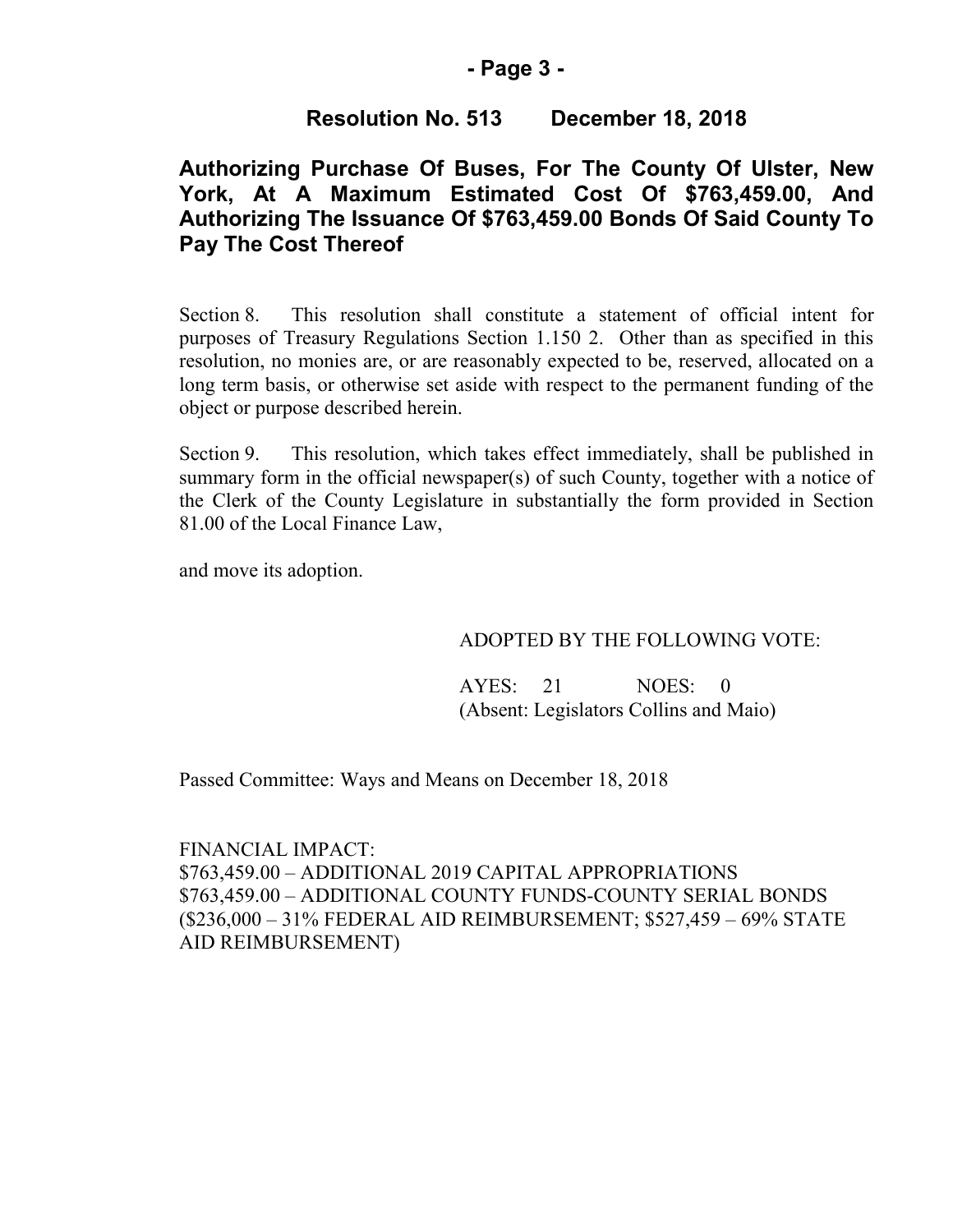## Resolution No. 513 December 18, 2018

## Authorizing Purchase Of Buses, For The County Of Ulster, New York, At A Maximum Estimated Cost Of $763,459.00, And Authorizing The Issuance Of $763,459.00 Bonds Of Said County To Pay The Cost Thereof

Section 8. This resolution shall constitute a statement of official intent for purposes of Treasury Regulations Section 1.150 2. Other than as specified in this resolution, no monies are, or are reasonably expected to be, reserved, allocated on a long term basis, or otherwise set aside with respect to the permanent funding of the object or purpose described herein.

Section 9. This resolution, which takes effect immediately, shall be published in summary form in the official newspaper(s) of such County, together with a notice of the Clerk of the County Legislature in substantially the form provided in Section 81.00 of the Local Finance Law,

and move its adoption.

ADOPTED BY THE FOLLOWING VOTE:

AYES: 21 NOES: 0
(Absent: Legislators Collins and Maio)

Passed Committee: Ways and Means on December 18, 2018

FINANCIAL IMPACT:
$763,459.00 – ADDITIONAL 2019 CAPITAL APPROPRIATIONS
$763,459.00 – ADDITIONAL COUNTY FUNDS-COUNTY SERIAL BONDS
($236,000 – 31% FEDERAL AID REIMBURSEMENT; $527,459 – 69% STATE AID REIMBURSEMENT)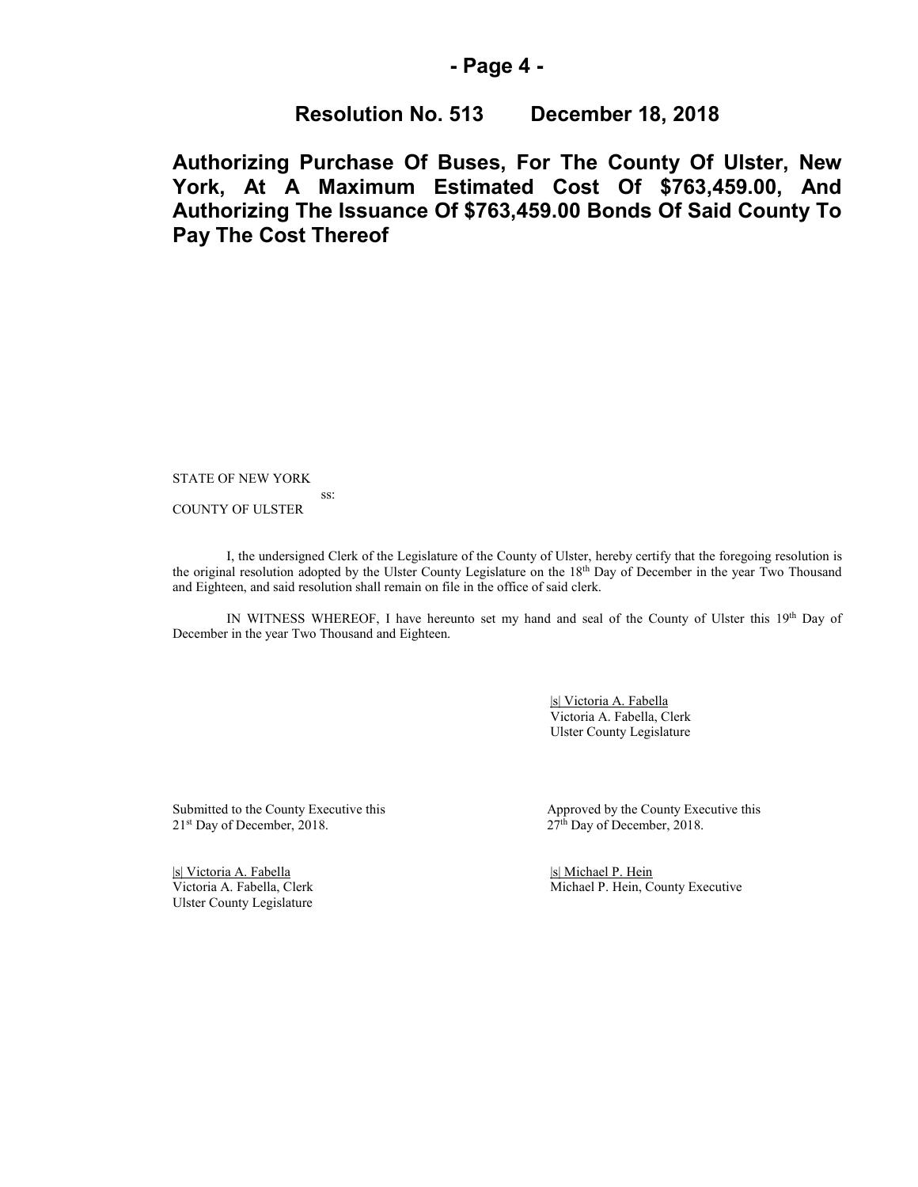## Resolution No. 513 December 18, 2018

# Authorizing Purchase Of Buses, For The County Of Ulster, New York, At A Maximum Estimated Cost Of $763,459.00, And Authorizing The Issuance Of $763,459.00 Bonds Of Said County To Pay The Cost Thereof

STATE OF NEW YORK
ss:
COUNTY OF ULSTER

I, the undersigned Clerk of the Legislature of the County of Ulster, hereby certify that the foregoing resolution is the original resolution adopted by the Ulster County Legislature on the 18th Day of December in the year Two Thousand and Eighteen, and said resolution shall remain on file in the office of said clerk.

IN WITNESS WHEREOF, I have hereunto set my hand and seal of the County of Ulster this 19th Day of December in the year Two Thousand and Eighteen.

|s| Victoria A. Fabella
Victoria A. Fabella, Clerk
Ulster County Legislature

Submitted to the County Executive this 21st Day of December, 2018.

|s| Victoria A. Fabella
Victoria A. Fabella, Clerk
Ulster County Legislature

Approved by the County Executive this 27th Day of December, 2018.

|s| Michael P. Hein
Michael P. Hein, County Executive